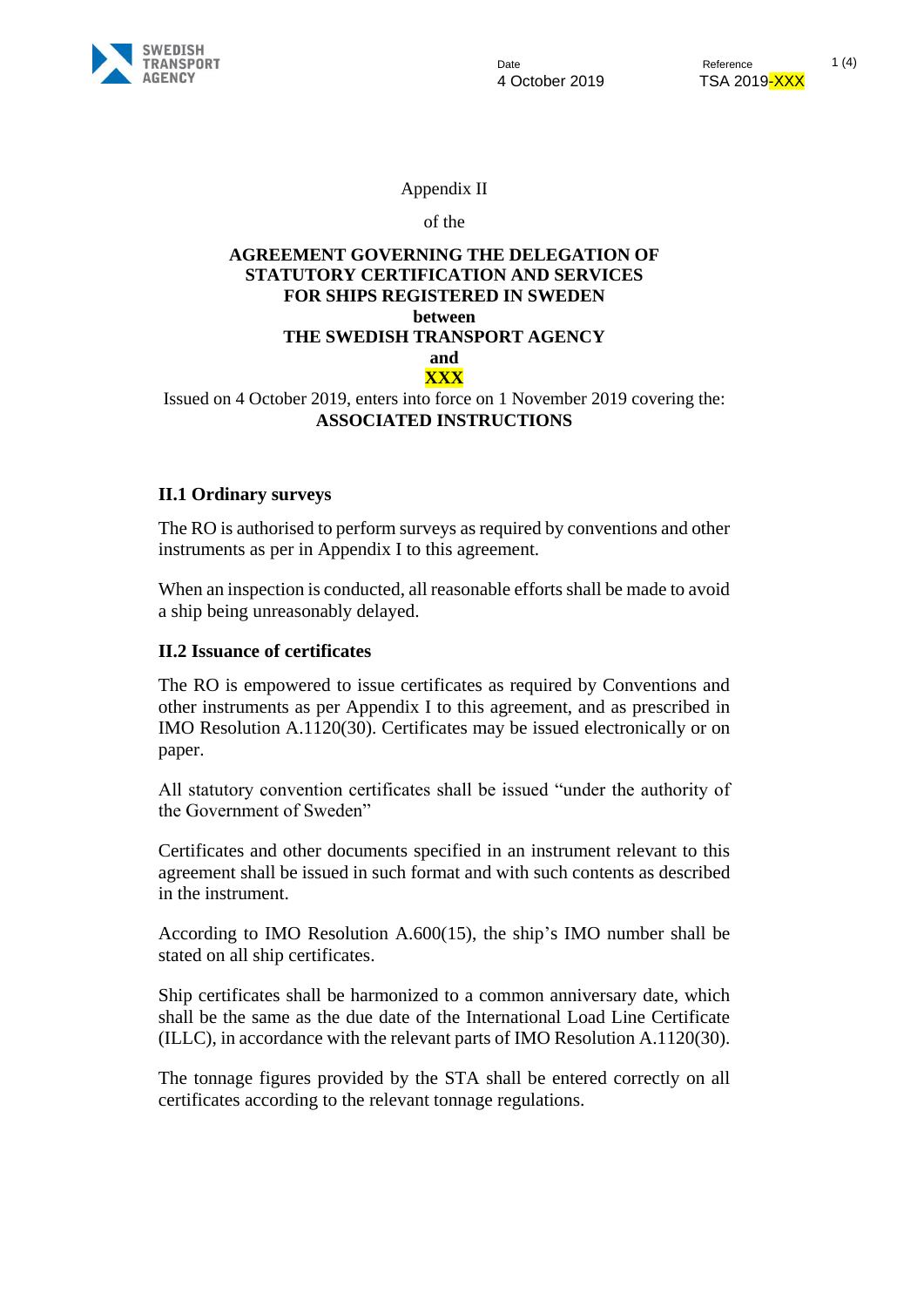Appendix II

of the

**AGREEMENT GOVERNING THE DELEGATION OF STATUTORY CERTIFICATION AND SERVICES FOR SHIPS REGISTERED IN SWEDEN**
**between**
**THE SWEDISH TRANSPORT AGENCY**
**and**
**XXX**

Issued on 4 October 2019, enters into force on 1 November 2019 covering the:
**ASSOCIATED INSTRUCTIONS**

### II.1 Ordinary surveys

The RO is authorised to perform surveys as required by conventions and other instruments as per in Appendix I to this agreement.

When an inspection is conducted, all reasonable efforts shall be made to avoid a ship being unreasonably delayed.

### II.2 Issuance of certificates

The RO is empowered to issue certificates as required by Conventions and other instruments as per Appendix I to this agreement, and as prescribed in IMO Resolution A.1120(30). Certificates may be issued electronically or on paper.

All statutory convention certificates shall be issued "under the authority of the Government of Sweden"

Certificates and other documents specified in an instrument relevant to this agreement shall be issued in such format and with such contents as described in the instrument.

According to IMO Resolution A.600(15), the ship's IMO number shall be stated on all ship certificates.

Ship certificates shall be harmonized to a common anniversary date, which shall be the same as the due date of the International Load Line Certificate (ILLC), in accordance with the relevant parts of IMO Resolution A.1120(30).

The tonnage figures provided by the STA shall be entered correctly on all certificates according to the relevant tonnage regulations.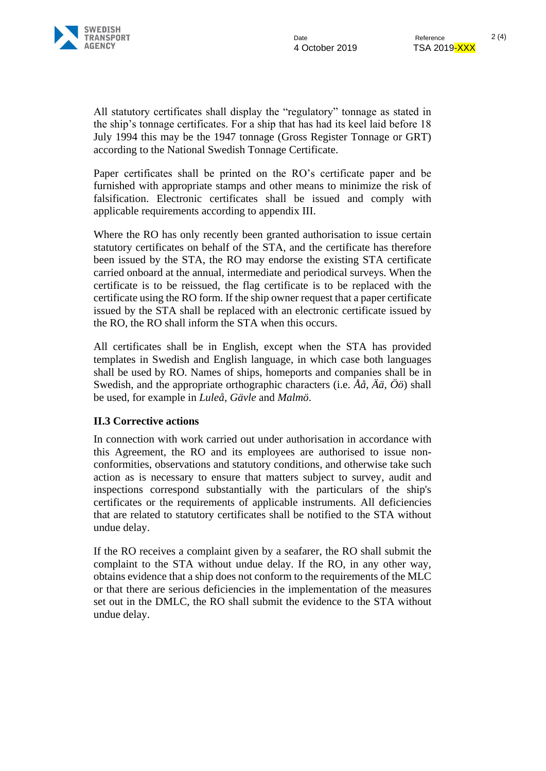All statutory certificates shall display the "regulatory" tonnage as stated in the ship's tonnage certificates. For a ship that has had its keel laid before 18 July 1994 this may be the 1947 tonnage (Gross Register Tonnage or GRT) according to the National Swedish Tonnage Certificate.

Paper certificates shall be printed on the RO's certificate paper and be furnished with appropriate stamps and other means to minimize the risk of falsification. Electronic certificates shall be issued and comply with applicable requirements according to appendix III.

Where the RO has only recently been granted authorisation to issue certain statutory certificates on behalf of the STA, and the certificate has therefore been issued by the STA, the RO may endorse the existing STA certificate carried onboard at the annual, intermediate and periodical surveys. When the certificate is to be reissued, the flag certificate is to be replaced with the certificate using the RO form. If the ship owner request that a paper certificate issued by the STA shall be replaced with an electronic certificate issued by the RO, the RO shall inform the STA when this occurs.

All certificates shall be in English, except when the STA has provided templates in Swedish and English language, in which case both languages shall be used by RO. Names of ships, homeports and companies shall be in Swedish, and the appropriate orthographic characters (i.e. *Åå*, *Ää*, *Öö*) shall be used, for example in *Luleå*, *Gävle* and *Malmö*.

### II.3 Corrective actions

In connection with work carried out under authorisation in accordance with this Agreement, the RO and its employees are authorised to issue non-conformities, observations and statutory conditions, and otherwise take such action as is necessary to ensure that matters subject to survey, audit and inspections correspond substantially with the particulars of the ship's certificates or the requirements of applicable instruments. All deficiencies that are related to statutory certificates shall be notified to the STA without undue delay.

If the RO receives a complaint given by a seafarer, the RO shall submit the complaint to the STA without undue delay. If the RO, in any other way, obtains evidence that a ship does not conform to the requirements of the MLC or that there are serious deficiencies in the implementation of the measures set out in the DMLC, the RO shall submit the evidence to the STA without undue delay.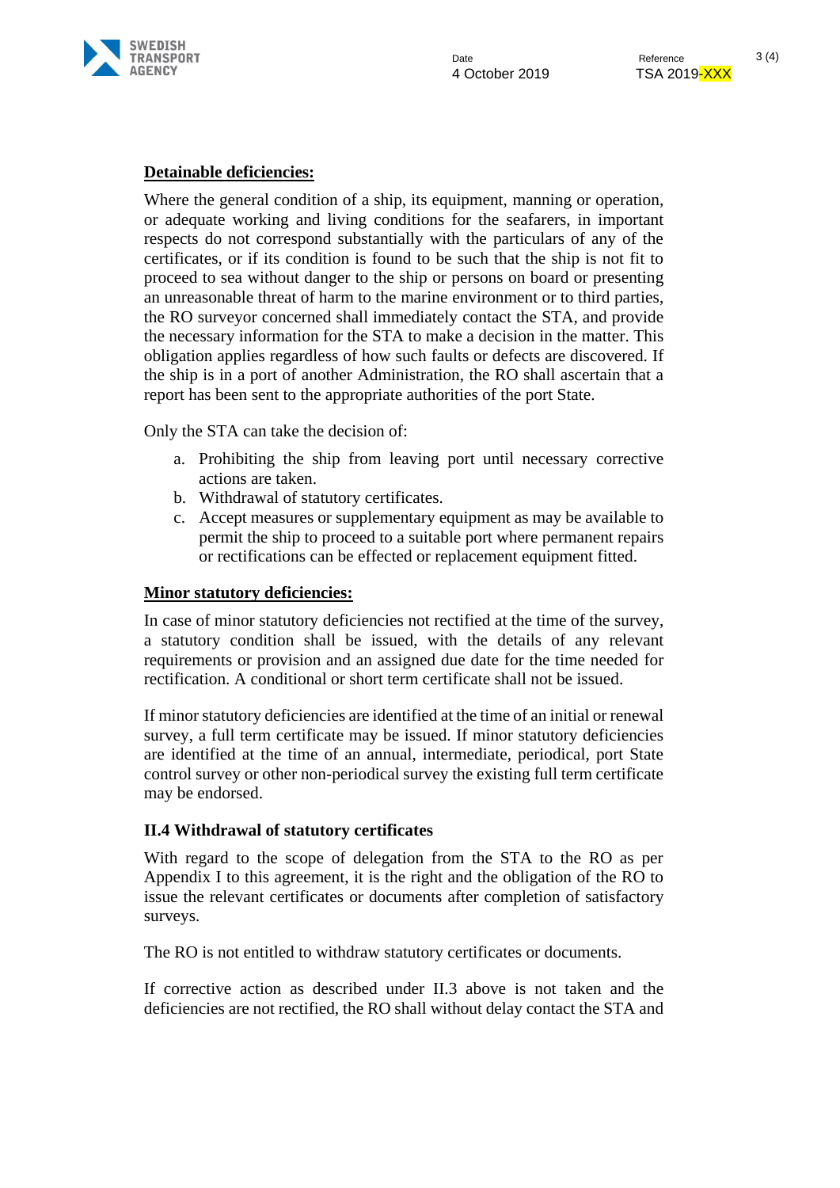**Detainable deficiencies:**

Where the general condition of a ship, its equipment, manning or operation, or adequate working and living conditions for the seafarers, in important respects do not correspond substantially with the particulars of any of the certificates, or if its condition is found to be such that the ship is not fit to proceed to sea without danger to the ship or persons on board or presenting an unreasonable threat of harm to the marine environment or to third parties, the RO surveyor concerned shall immediately contact the STA, and provide the necessary information for the STA to make a decision in the matter. This obligation applies regardless of how such faults or defects are discovered. If the ship is in a port of another Administration, the RO shall ascertain that a report has been sent to the appropriate authorities of the port State.

Only the STA can take the decision of:

a. Prohibiting the ship from leaving port until necessary corrective actions are taken.
b. Withdrawal of statutory certificates.
c. Accept measures or supplementary equipment as may be available to permit the ship to proceed to a suitable port where permanent repairs or rectifications can be effected or replacement equipment fitted.

**Minor statutory deficiencies:**

In case of minor statutory deficiencies not rectified at the time of the survey, a statutory condition shall be issued, with the details of any relevant requirements or provision and an assigned due date for the time needed for rectification. A conditional or short term certificate shall not be issued.

If minor statutory deficiencies are identified at the time of an initial or renewal survey, a full term certificate may be issued. If minor statutory deficiencies are identified at the time of an annual, intermediate, periodical, port State control survey or other non-periodical survey the existing full term certificate may be endorsed.

### II.4 Withdrawal of statutory certificates

With regard to the scope of delegation from the STA to the RO as per Appendix I to this agreement, it is the right and the obligation of the RO to issue the relevant certificates or documents after completion of satisfactory surveys.

The RO is not entitled to withdraw statutory certificates or documents.

If corrective action as described under II.3 above is not taken and the deficiencies are not rectified, the RO shall without delay contact the STA and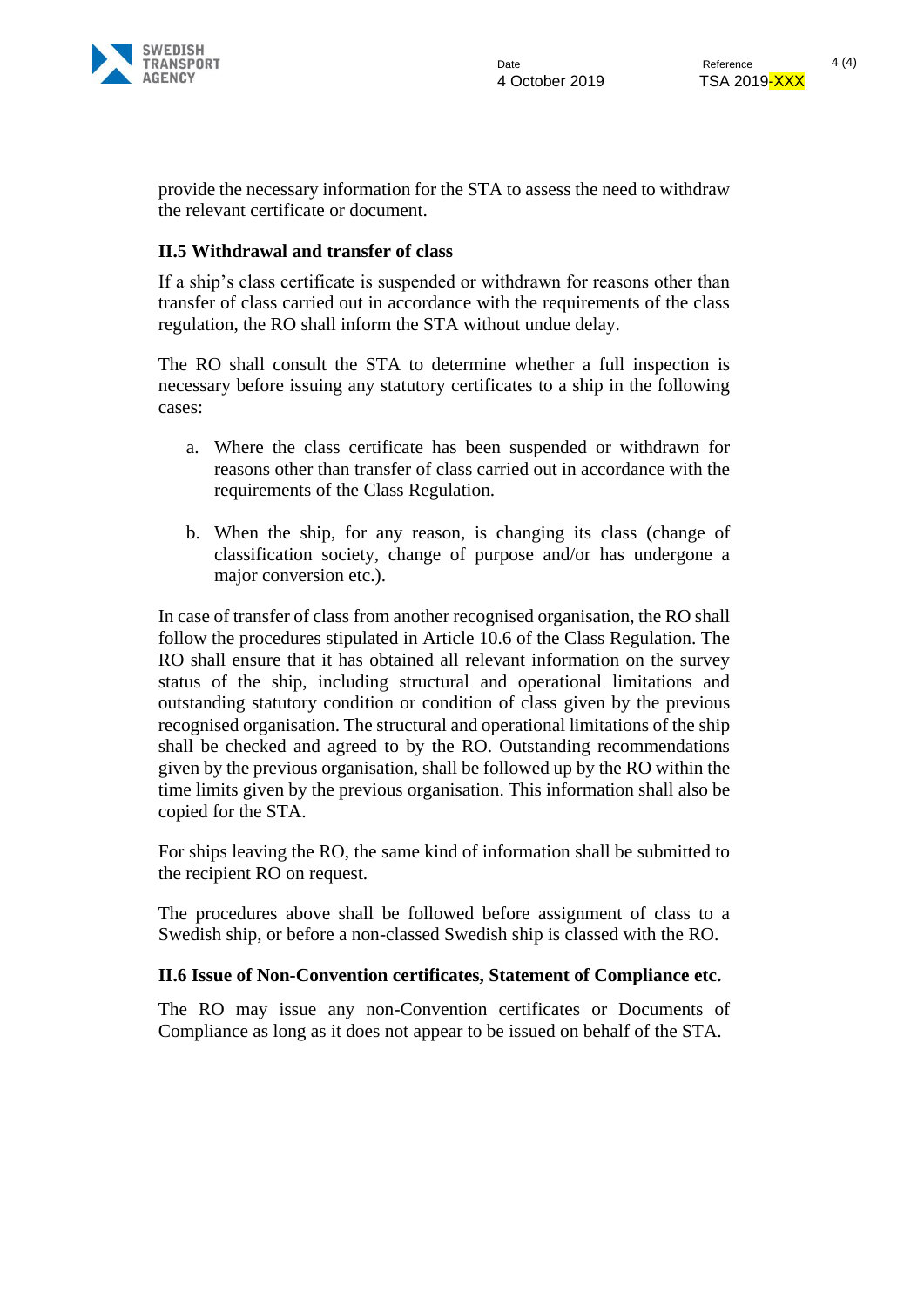provide the necessary information for the STA to assess the need to withdraw the relevant certificate or document.

### II.5 Withdrawal and transfer of class

If a ship's class certificate is suspended or withdrawn for reasons other than transfer of class carried out in accordance with the requirements of the class regulation, the RO shall inform the STA without undue delay.

The RO shall consult the STA to determine whether a full inspection is necessary before issuing any statutory certificates to a ship in the following cases:

a. Where the class certificate has been suspended or withdrawn for reasons other than transfer of class carried out in accordance with the requirements of the Class Regulation.

b. When the ship, for any reason, is changing its class (change of classification society, change of purpose and/or has undergone a major conversion etc.).

In case of transfer of class from another recognised organisation, the RO shall follow the procedures stipulated in Article 10.6 of the Class Regulation. The RO shall ensure that it has obtained all relevant information on the survey status of the ship, including structural and operational limitations and outstanding statutory condition or condition of class given by the previous recognised organisation. The structural and operational limitations of the ship shall be checked and agreed to by the RO. Outstanding recommendations given by the previous organisation, shall be followed up by the RO within the time limits given by the previous organisation. This information shall also be copied for the STA.

For ships leaving the RO, the same kind of information shall be submitted to the recipient RO on request.

The procedures above shall be followed before assignment of class to a Swedish ship, or before a non-classed Swedish ship is classed with the RO.

### II.6 Issue of Non-Convention certificates, Statement of Compliance etc.

The RO may issue any non-Convention certificates or Documents of Compliance as long as it does not appear to be issued on behalf of the STA.